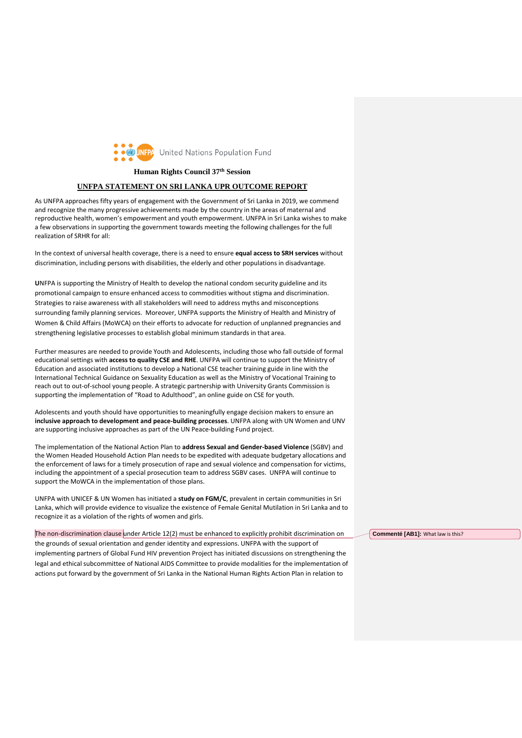United Nations Population Fund

**Human Rights Council 37th Session**

**UNFPA STATEMENT ON SRI LANKA UPR OUTCOME REPORT**

As UNFPA approaches fifty years of engagement with the Government of Sri Lanka in 2019, we commend and recognize the many progressive achievements made by the country in the areas of maternal and reproductive health, women's empowerment and youth empowerment. UNFPA in Sri Lanka wishes to make a few observations in supporting the government towards meeting the following challenges for the full realization of SRHR for all:

In the context of universal health coverage, there is a need to ensure **equal access to SRH services** without discrimination, including persons with disabilities, the elderly and other populations in disadvantage.

**U**NFPA is supporting the Ministry of Health to develop the national condom security guideline and its promotional campaign to ensure enhanced access to commodities without stigma and discrimination. Strategies to raise awareness with all stakeholders will need to address myths and misconceptions surrounding family planning services. Moreover, UNFPA supports the Ministry of Health and Ministry of Women & Child Affairs (MoWCA) on their efforts to advocate for reduction of unplanned pregnancies and strengthening legislative processes to establish global minimum standards in that area.

Further measures are needed to provide Youth and Adolescents, including those who fall outside of formal educational settings with **access to quality CSE and RHE**. UNFPA will continue to support the Ministry of Education and associated institutions to develop a National CSE teacher training guide in line with the International Technical Guidance on Sexuality Education as well as the Ministry of Vocational Training to reach out to out-of-school young people. A strategic partnership with University Grants Commission is supporting the implementation of "Road to Adulthood", an online guide on CSE for youth.

Adolescents and youth should have opportunities to meaningfully engage decision makers to ensure an **inclusive approach to development and peace-building processes**. UNFPA along with UN Women and UNV are supporting inclusive approaches as part of the UN Peace-building Fund project.

The implementation of the National Action Plan to **address Sexual and Gender-based Violence** (SGBV) and the Women Headed Household Action Plan needs to be expedited with adequate budgetary allocations and the enforcement of laws for a timely prosecution of rape and sexual violence and compensation for victims, including the appointment of a special prosecution team to address SGBV cases. UNFPA will continue to support the MoWCA in the implementation of those plans.

UNFPA with UNICEF & UN Women has initiated a **study on FGM/C**, prevalent in certain communities in Sri Lanka, which will provide evidence to visualize the existence of Female Genital Mutilation in Sri Lanka and to recognize it as a violation of the rights of women and girls.

The non-discrimination clause under Article 12(2) must be enhanced to explicitly prohibit discrimination on the grounds of sexual orientation and gender identity and expressions. UNFPA with the support of implementing partners of Global Fund HIV prevention Project has initiated discussions on strengthening the legal and ethical subcommittee of National AIDS Committee to provide modalities for the implementation of actions put forward by the government of Sri Lanka in the National Human Rights Action Plan in relation to

**Commenté [AB1]:** What law is this?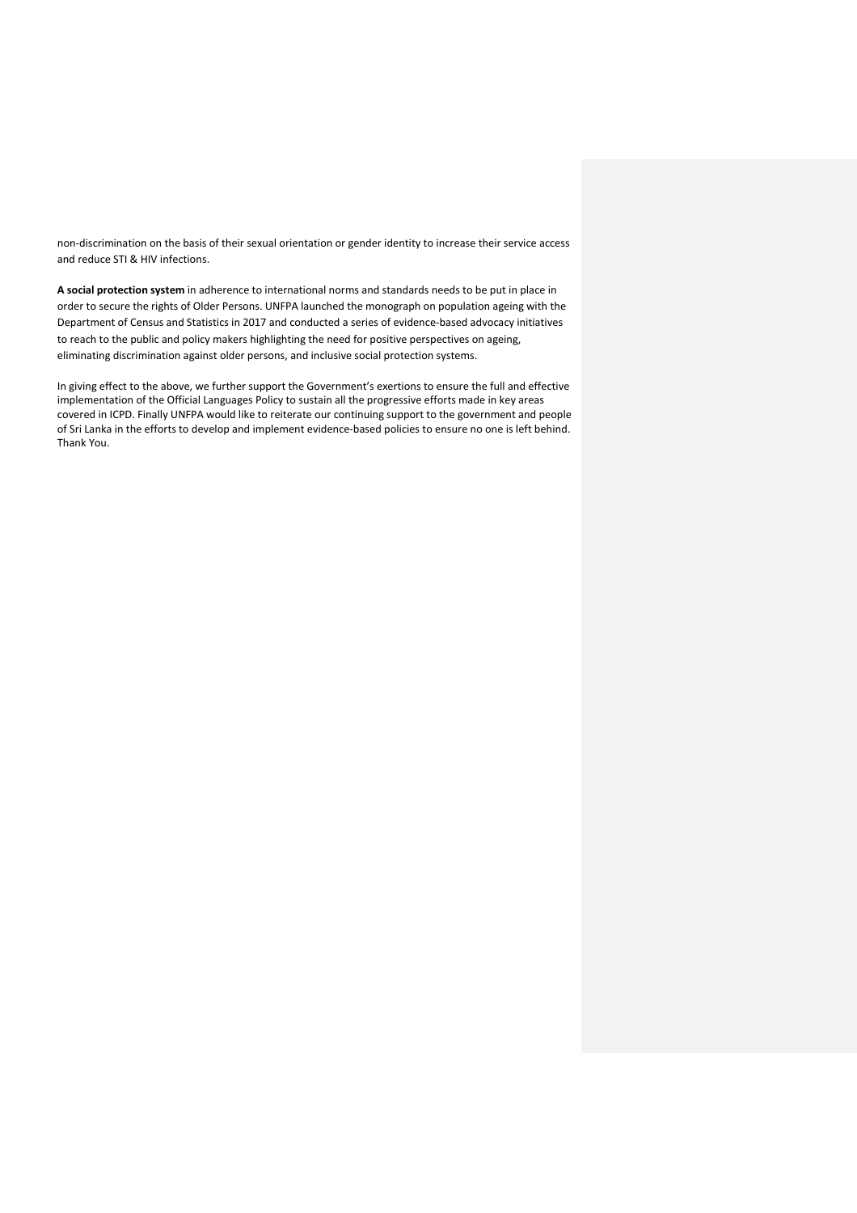non-discrimination on the basis of their sexual orientation or gender identity to increase their service access and reduce STI & HIV infections.

**A social protection system** in adherence to international norms and standards needs to be put in place in order to secure the rights of Older Persons. UNFPA launched the monograph on population ageing with the Department of Census and Statistics in 2017 and conducted a series of evidence-based advocacy initiatives to reach to the public and policy makers highlighting the need for positive perspectives on ageing, eliminating discrimination against older persons, and inclusive social protection systems.

In giving effect to the above, we further support the Government's exertions to ensure the full and effective implementation of the Official Languages Policy to sustain all the progressive efforts made in key areas covered in ICPD. Finally UNFPA would like to reiterate our continuing support to the government and people of Sri Lanka in the efforts to develop and implement evidence-based policies to ensure no one is left behind. Thank You.